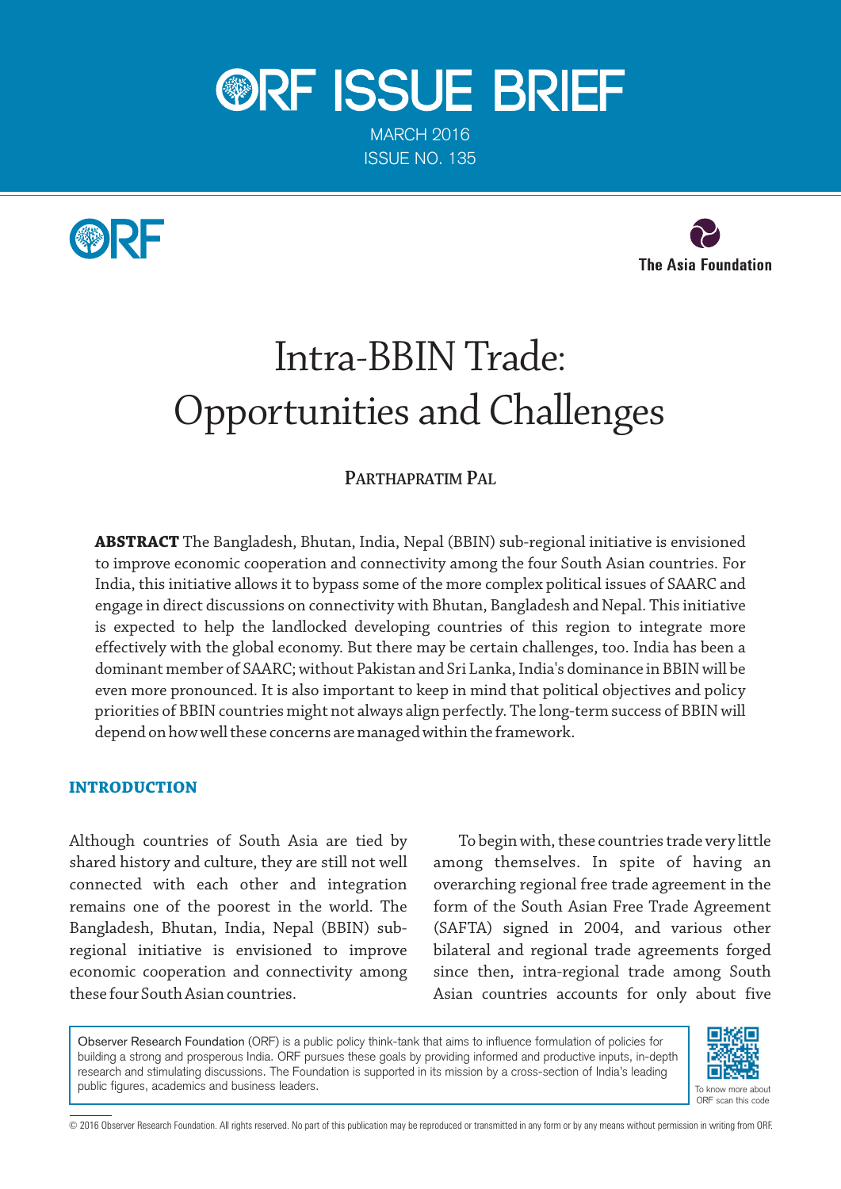# ORF ISSUE BRIEF

MARCH 2016
ISSUE NO. 135

The Asia Foundation

# Intra-BBIN Trade: Opportunities and Challenges

**PARTHAPRATIM PAL**

**ABSTRACT** The Bangladesh, Bhutan, India, Nepal (BBIN) sub-regional initiative is envisioned to improve economic cooperation and connectivity among the four South Asian countries. For India, this initiative allows it to bypass some of the more complex political issues of SAARC and engage in direct discussions on connectivity with Bhutan, Bangladesh and Nepal. This initiative is expected to help the landlocked developing countries of this region to integrate more effectively with the global economy. But there may be certain challenges, too. India has been a dominant member of SAARC; without Pakistan and Sri Lanka, India's dominance in BBIN will be even more pronounced. It is also important to keep in mind that political objectives and policy priorities of BBIN countries might not always align perfectly. The long-term success of BBIN will depend on how well these concerns are managed within the framework.

## INTRODUCTION

Although countries of South Asia are tied by shared history and culture, they are still not well connected with each other and integration remains one of the poorest in the world. The Bangladesh, Bhutan, India, Nepal (BBIN) sub-regional initiative is envisioned to improve economic cooperation and connectivity among these four South Asian countries.

To begin with, these countries trade very little among themselves. In spite of having an overarching regional free trade agreement in the form of the South Asian Free Trade Agreement (SAFTA) signed in 2004, and various other bilateral and regional trade agreements forged since then, intra-regional trade among South Asian countries accounts for only about five

Observer Research Foundation (ORF) is a public policy think-tank that aims to influence formulation of policies for building a strong and prosperous India. ORF pursues these goals by providing informed and productive inputs, in-depth research and stimulating discussions. The Foundation is supported in its mission by a cross-section of India's leading public figures, academics and business leaders.

To know more about ORF scan this code

© 2016 Observer Research Foundation. All rights reserved. No part of this publication may be reproduced or transmitted in any form or by any means without permission in writing from ORF.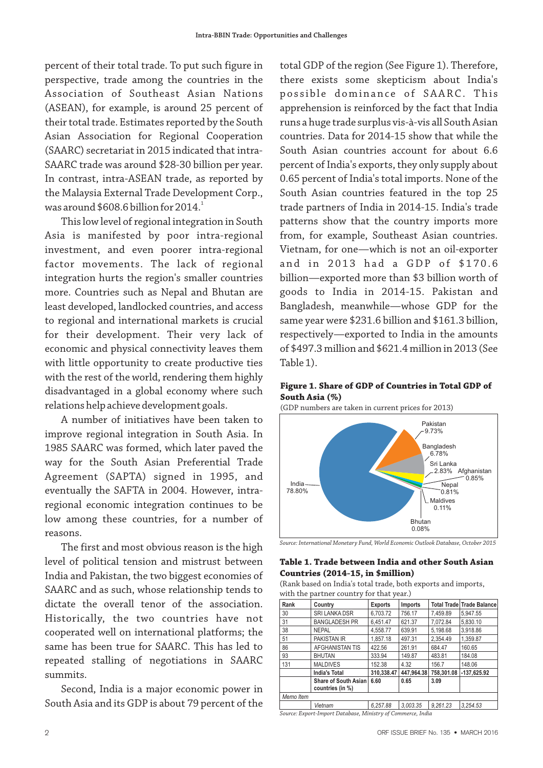percent of their total trade. To put such figure in perspective, trade among the countries in the Association of Southeast Asian Nations (ASEAN), for example, is around 25 percent of their total trade. Estimates reported by the South Asian Association for Regional Cooperation (SAARC) secretariat in 2015 indicated that intra-SAARC trade was around $28-30 billion per year. In contrast, intra-ASEAN trade, as reported by the Malaysia External Trade Development Corp., was around $608.6 billion for 2014.[1]

This low level of regional integration in South Asia is manifested by poor intra-regional investment, and even poorer intra-regional factor movements. The lack of regional integration hurts the region's smaller countries more. Countries such as Nepal and Bhutan are least developed, landlocked countries, and access to regional and international markets is crucial for their development. Their very lack of economic and physical connectivity leaves them with little opportunity to create productive ties with the rest of the world, rendering them highly disadvantaged in a global economy where such relations help achieve development goals.

A number of initiatives have been taken to improve regional integration in South Asia. In 1985 SAARC was formed, which later paved the way for the South Asian Preferential Trade Agreement (SAPTA) signed in 1995, and eventually the SAFTA in 2004. However, intra-regional economic integration continues to be low among these countries, for a number of reasons.

The first and most obvious reason is the high level of political tension and mistrust between India and Pakistan, the two biggest economies of SAARC and as such, whose relationship tends to dictate the overall tenor of the association. Historically, the two countries have not cooperated well on international platforms; the same has been true for SAARC. This has led to repeated stalling of negotiations in SAARC summits.

Second, India is a major economic power in South Asia and its GDP is about 79 percent of the total GDP of the region (See Figure 1). Therefore, there exists some skepticism about India's possible dominance of SAARC. This apprehension is reinforced by the fact that India runs a huge trade surplus vis-à-vis all South Asian countries. Data for 2014-15 show that while the South Asian countries account for about 6.6 percent of India's exports, they only supply about 0.65 percent of India's total imports. None of the South Asian countries featured in the top 25 trade partners of India in 2014-15. India's trade patterns show that the country imports more from, for example, Southeast Asian countries. Vietnam, for one—which is not an oil-exporter and in 2013 had a GDP of $170.6 billion—exported more than $3 billion worth of goods to India in 2014-15. Pakistan and Bangladesh, meanwhile—whose GDP for the same year were $231.6 billion and $161.3 billion, respectively—exported to India in the amounts of $497.3 million and $621.4 million in 2013 (See Table 1).

**Figure 1. Share of GDP of Countries in Total GDP of South Asia (%)**

(GDP numbers are taken in current prices for 2013)

| Country | Share (%) |
|---|---|
| India | 78.80% |
| Pakistan | 9.73% |
| Bangladesh | 6.78% |
| Sri Lanka | 2.83% |
| Afghanistan | 0.85% |
| Nepal | 0.81% |
| Maldives | 0.11% |
| Bhutan | 0.08% |

*Source: International Monetary Fund, World Economic Outlook Database, October 2015*

**Table 1. Trade between India and other South Asian Countries (2014-15, in $million)**

(Rank based on India's total trade, both exports and imports, with the partner country for that year.)

| Rank | Country | Exports | Imports | Total Trade | Trade Balance |
|---|---|---|---|---|---|
| 30 | SRI LANKA DSR | 6,703.72 | 756.17 | 7,459.89 | 5,947.55 |
| 31 | BANGLADESH PR | 6,451.47 | 621.37 | 7,072.84 | 5,830.10 |
| 38 | NEPAL | 4,558.77 | 639.91 | 5,198.68 | 3,918.86 |
| 51 | PAKISTAN IR | 1,857.18 | 497.31 | 2,354.49 | 1,359.87 |
| 86 | AFGHANISTAN TIS | 422.56 | 261.91 | 684.47 | 160.65 |
| 93 | BHUTAN | 333.94 | 149.87 | 483.81 | 184.08 |
| 131 | MALDIVES | 152.38 | 4.32 | 156.7 | 148.06 |
| | **India's Total** | **310,338.47** | **447,964.38** | **758,301.08** | **-137,625.92** |
| | **Share of South Asian countries (in %)** | **6.60** | **0.65** | **3.09** | |
| *Memo Item* | | | | | |
| | *Vietnam* | *6,257.88* | *3,003.35* | *9,261.23* | *3,254.53* |

*Source: Export-Import Database, Ministry of Commerce, India*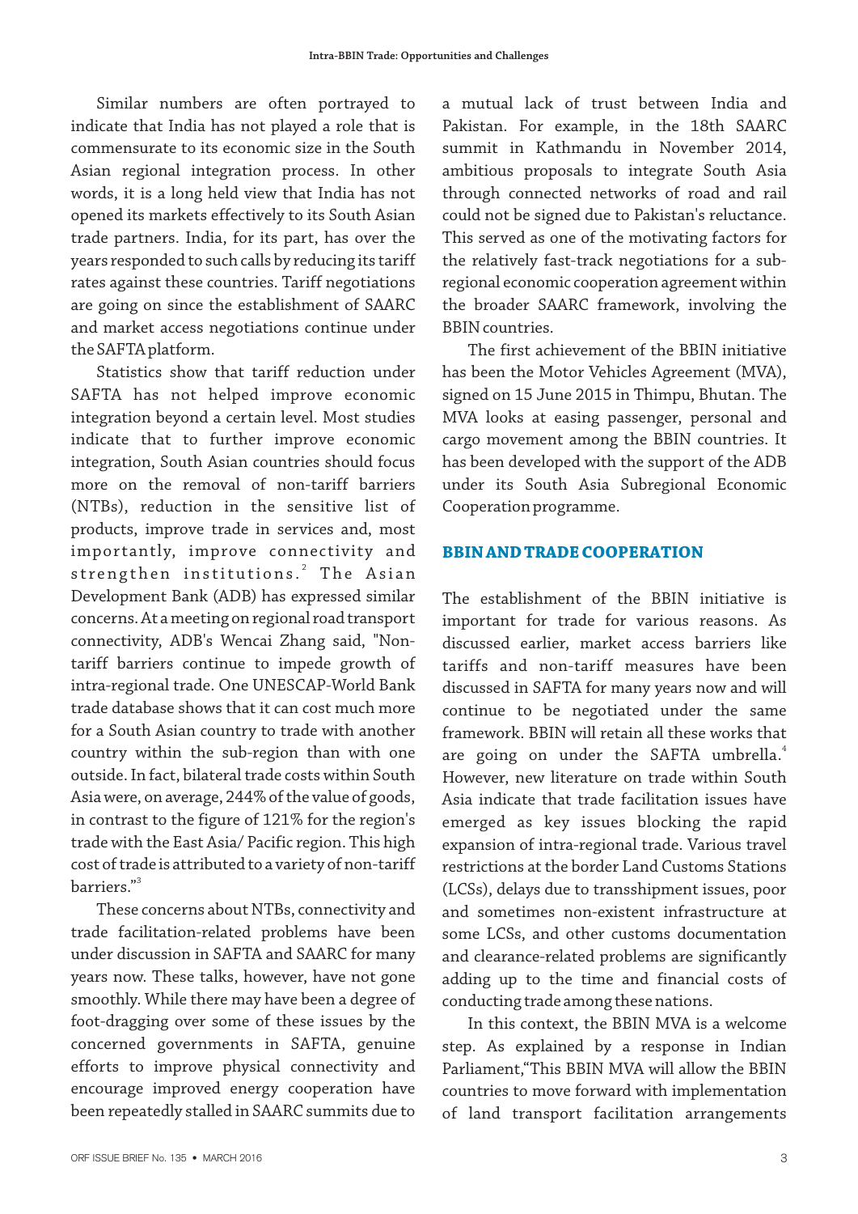Similar numbers are often portrayed to indicate that India has not played a role that is commensurate to its economic size in the South Asian regional integration process. In other words, it is a long held view that India has not opened its markets effectively to its South Asian trade partners. India, for its part, has over the years responded to such calls by reducing its tariff rates against these countries. Tariff negotiations are going on since the establishment of SAARC and market access negotiations continue under the SAFTA platform.

Statistics show that tariff reduction under SAFTA has not helped improve economic integration beyond a certain level. Most studies indicate that to further improve economic integration, South Asian countries should focus more on the removal of non-tariff barriers (NTBs), reduction in the sensitive list of products, improve trade in services and, most importantly, improve connectivity and strengthen institutions.[2] The Asian Development Bank (ADB) has expressed similar concerns. At a meeting on regional road transport connectivity, ADB's Wencai Zhang said, "Non-tariff barriers continue to impede growth of intra-regional trade. One UNESCAP-World Bank trade database shows that it can cost much more for a South Asian country to trade with another country within the sub-region than with one outside. In fact, bilateral trade costs within South Asia were, on average, 244% of the value of goods, in contrast to the figure of 121% for the region's trade with the East Asia/ Pacific region. This high cost of trade is attributed to a variety of non-tariff barriers."[3]

These concerns about NTBs, connectivity and trade facilitation-related problems have been under discussion in SAFTA and SAARC for many years now. These talks, however, have not gone smoothly. While there may have been a degree of foot-dragging over some of these issues by the concerned governments in SAFTA, genuine efforts to improve physical connectivity and encourage improved energy cooperation have been repeatedly stalled in SAARC summits due to a mutual lack of trust between India and Pakistan. For example, in the 18th SAARC summit in Kathmandu in November 2014, ambitious proposals to integrate South Asia through connected networks of road and rail could not be signed due to Pakistan's reluctance. This served as one of the motivating factors for the relatively fast-track negotiations for a sub-regional economic cooperation agreement within the broader SAARC framework, involving the BBIN countries.

The first achievement of the BBIN initiative has been the Motor Vehicles Agreement (MVA), signed on 15 June 2015 in Thimpu, Bhutan. The MVA looks at easing passenger, personal and cargo movement among the BBIN countries. It has been developed with the support of the ADB under its South Asia Subregional Economic Cooperation programme.

## BBIN AND TRADE COOPERATION

The establishment of the BBIN initiative is important for trade for various reasons. As discussed earlier, market access barriers like tariffs and non-tariff measures have been discussed in SAFTA for many years now and will continue to be negotiated under the same framework. BBIN will retain all these works that are going on under the SAFTA umbrella.[4] However, new literature on trade within South Asia indicate that trade facilitation issues have emerged as key issues blocking the rapid expansion of intra-regional trade. Various travel restrictions at the border Land Customs Stations (LCSs), delays due to transshipment issues, poor and sometimes non-existent infrastructure at some LCSs, and other customs documentation and clearance-related problems are significantly adding up to the time and financial costs of conducting trade among these nations.

In this context, the BBIN MVA is a welcome step. As explained by a response in Indian Parliament,"This BBIN MVA will allow the BBIN countries to move forward with implementation of land transport facilitation arrangements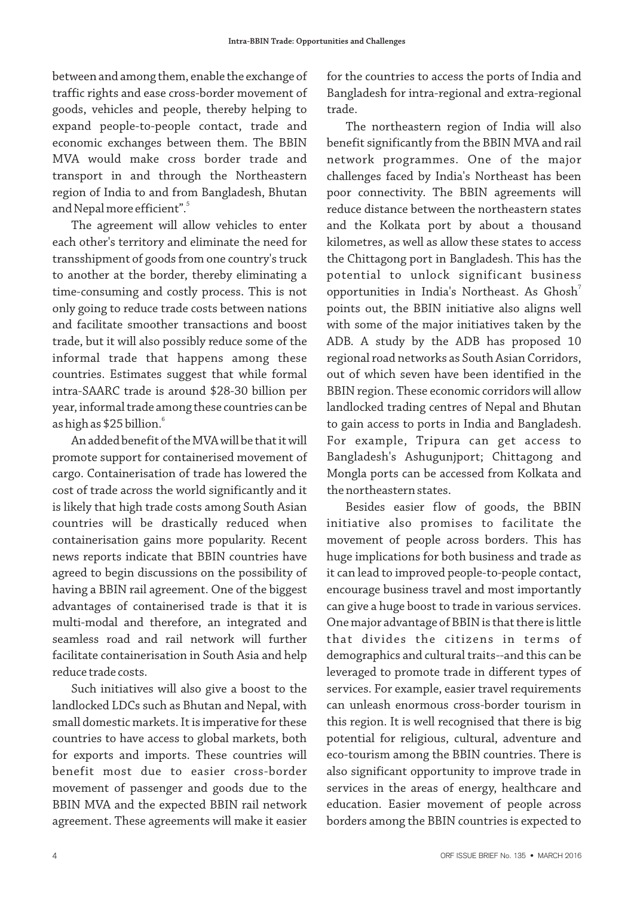between and among them, enable the exchange of traffic rights and ease cross-border movement of goods, vehicles and people, thereby helping to expand people-to-people contact, trade and economic exchanges between them. The BBIN MVA would make cross border trade and transport in and through the Northeastern region of India to and from Bangladesh, Bhutan and Nepal more efficient".[5]

The agreement will allow vehicles to enter each other's territory and eliminate the need for transshipment of goods from one country's truck to another at the border, thereby eliminating a time-consuming and costly process. This is not only going to reduce trade costs between nations and facilitate smoother transactions and boost trade, but it will also possibly reduce some of the informal trade that happens among these countries. Estimates suggest that while formal intra-SAARC trade is around $28-30 billion per year, informal trade among these countries can be as high as $25 billion.[6]

An added benefit of the MVA will be that it will promote support for containerised movement of cargo. Containerisation of trade has lowered the cost of trade across the world significantly and it is likely that high trade costs among South Asian countries will be drastically reduced when containerisation gains more popularity. Recent news reports indicate that BBIN countries have agreed to begin discussions on the possibility of having a BBIN rail agreement. One of the biggest advantages of containerised trade is that it is multi-modal and therefore, an integrated and seamless road and rail network will further facilitate containerisation in South Asia and help reduce trade costs.

Such initiatives will also give a boost to the landlocked LDCs such as Bhutan and Nepal, with small domestic markets. It is imperative for these countries to have access to global markets, both for exports and imports. These countries will benefit most due to easier cross-border movement of passenger and goods due to the BBIN MVA and the expected BBIN rail network agreement. These agreements will make it easier for the countries to access the ports of India and Bangladesh for intra-regional and extra-regional trade.

The northeastern region of India will also benefit significantly from the BBIN MVA and rail network programmes. One of the major challenges faced by India's Northeast has been poor connectivity. The BBIN agreements will reduce distance between the northeastern states and the Kolkata port by about a thousand kilometres, as well as allow these states to access the Chittagong port in Bangladesh. This has the potential to unlock significant business opportunities in India's Northeast. As Ghosh[7] points out, the BBIN initiative also aligns well with some of the major initiatives taken by the ADB. A study by the ADB has proposed 10 regional road networks as South Asian Corridors, out of which seven have been identified in the BBIN region. These economic corridors will allow landlocked trading centres of Nepal and Bhutan to gain access to ports in India and Bangladesh. For example, Tripura can get access to Bangladesh's Ashugunjport; Chittagong and Mongla ports can be accessed from Kolkata and the northeastern states.

Besides easier flow of goods, the BBIN initiative also promises to facilitate the movement of people across borders. This has huge implications for both business and trade as it can lead to improved people-to-people contact, encourage business travel and most importantly can give a huge boost to trade in various services. One major advantage of BBIN is that there is little that divides the citizens in terms of demographics and cultural traits--and this can be leveraged to promote trade in different types of services. For example, easier travel requirements can unleash enormous cross-border tourism in this region. It is well recognised that there is big potential for religious, cultural, adventure and eco-tourism among the BBIN countries. There is also significant opportunity to improve trade in services in the areas of energy, healthcare and education. Easier movement of people across borders among the BBIN countries is expected to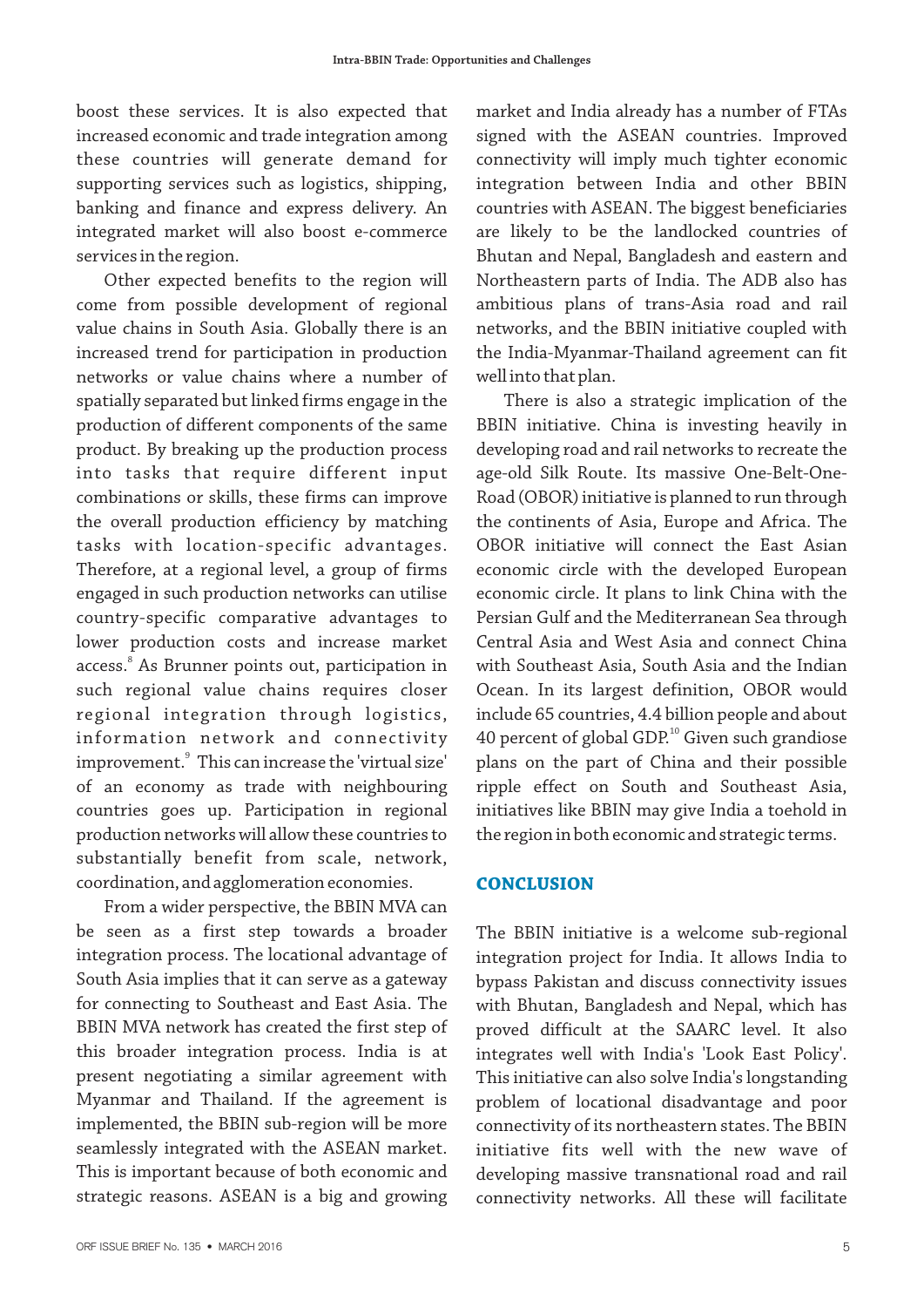boost these services. It is also expected that increased economic and trade integration among these countries will generate demand for supporting services such as logistics, shipping, banking and finance and express delivery. An integrated market will also boost e-commerce services in the region.

Other expected benefits to the region will come from possible development of regional value chains in South Asia. Globally there is an increased trend for participation in production networks or value chains where a number of spatially separated but linked firms engage in the production of different components of the same product. By breaking up the production process into tasks that require different input combinations or skills, these firms can improve the overall production efficiency by matching tasks with location-specific advantages. Therefore, at a regional level, a group of firms engaged in such production networks can utilise country-specific comparative advantages to lower production costs and increase market access.[8] As Brunner points out, participation in such regional value chains requires closer regional integration through logistics, information network and connectivity improvement.[9] This can increase the 'virtual size' of an economy as trade with neighbouring countries goes up. Participation in regional production networks will allow these countries to substantially benefit from scale, network, coordination, and agglomeration economies.

From a wider perspective, the BBIN MVA can be seen as a first step towards a broader integration process. The locational advantage of South Asia implies that it can serve as a gateway for connecting to Southeast and East Asia. The BBIN MVA network has created the first step of this broader integration process. India is at present negotiating a similar agreement with Myanmar and Thailand. If the agreement is implemented, the BBIN sub-region will be more seamlessly integrated with the ASEAN market. This is important because of both economic and strategic reasons. ASEAN is a big and growing market and India already has a number of FTAs signed with the ASEAN countries. Improved connectivity will imply much tighter economic integration between India and other BBIN countries with ASEAN. The biggest beneficiaries are likely to be the landlocked countries of Bhutan and Nepal, Bangladesh and eastern and Northeastern parts of India. The ADB also has ambitious plans of trans-Asia road and rail networks, and the BBIN initiative coupled with the India-Myanmar-Thailand agreement can fit well into that plan.

There is also a strategic implication of the BBIN initiative. China is investing heavily in developing road and rail networks to recreate the age-old Silk Route. Its massive One-Belt-One-Road (OBOR) initiative is planned to run through the continents of Asia, Europe and Africa. The OBOR initiative will connect the East Asian economic circle with the developed European economic circle. It plans to link China with the Persian Gulf and the Mediterranean Sea through Central Asia and West Asia and connect China with Southeast Asia, South Asia and the Indian Ocean. In its largest definition, OBOR would include 65 countries, 4.4 billion people and about 40 percent of global GDP.[10] Given such grandiose plans on the part of China and their possible ripple effect on South and Southeast Asia, initiatives like BBIN may give India a toehold in the region in both economic and strategic terms.

## CONCLUSION

The BBIN initiative is a welcome sub-regional integration project for India. It allows India to bypass Pakistan and discuss connectivity issues with Bhutan, Bangladesh and Nepal, which has proved difficult at the SAARC level. It also integrates well with India's 'Look East Policy'. This initiative can also solve India's longstanding problem of locational disadvantage and poor connectivity of its northeastern states. The BBIN initiative fits well with the new wave of developing massive transnational road and rail connectivity networks. All these will facilitate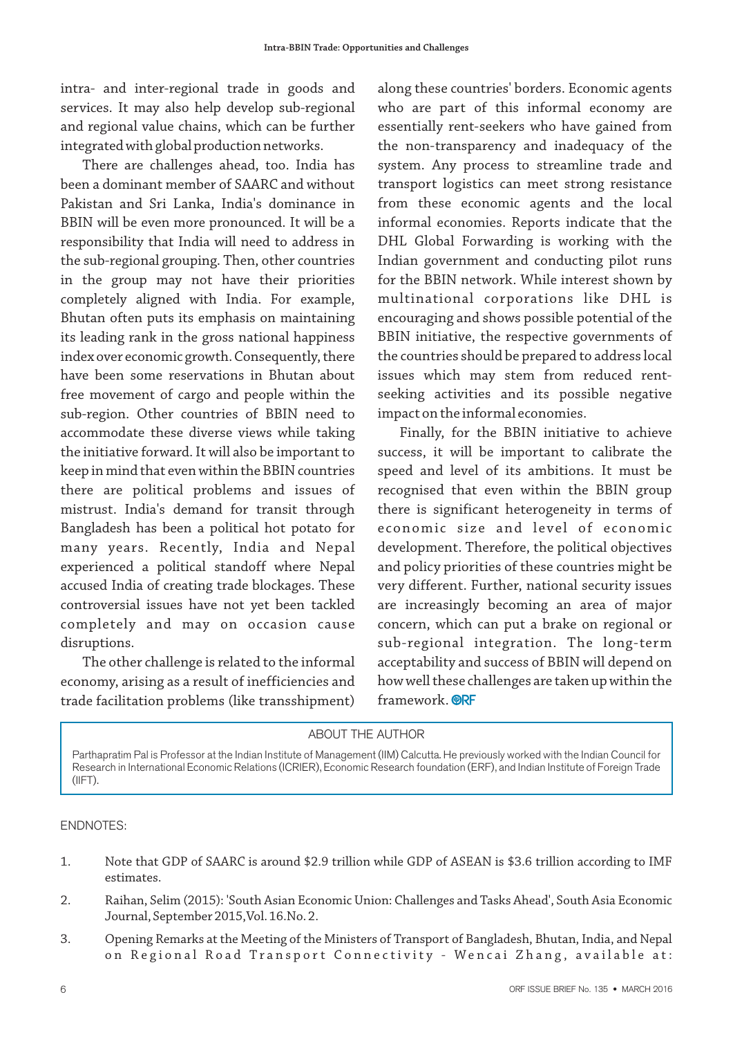intra- and inter-regional trade in goods and services. It may also help develop sub-regional and regional value chains, which can be further integrated with global production networks.

There are challenges ahead, too. India has been a dominant member of SAARC and without Pakistan and Sri Lanka, India's dominance in BBIN will be even more pronounced. It will be a responsibility that India will need to address in the sub-regional grouping. Then, other countries in the group may not have their priorities completely aligned with India. For example, Bhutan often puts its emphasis on maintaining its leading rank in the gross national happiness index over economic growth. Consequently, there have been some reservations in Bhutan about free movement of cargo and people within the sub-region. Other countries of BBIN need to accommodate these diverse views while taking the initiative forward. It will also be important to keep in mind that even within the BBIN countries there are political problems and issues of mistrust. India's demand for transit through Bangladesh has been a political hot potato for many years. Recently, India and Nepal experienced a political standoff where Nepal accused India of creating trade blockages. These controversial issues have not yet been tackled completely and may on occasion cause disruptions.

The other challenge is related to the informal economy, arising as a result of inefficiencies and trade facilitation problems (like transshipment) along these countries' borders. Economic agents who are part of this informal economy are essentially rent-seekers who have gained from the non-transparency and inadequacy of the system. Any process to streamline trade and transport logistics can meet strong resistance from these economic agents and the local informal economies. Reports indicate that the DHL Global Forwarding is working with the Indian government and conducting pilot runs for the BBIN network. While interest shown by multinational corporations like DHL is encouraging and shows possible potential of the BBIN initiative, the respective governments of the countries should be prepared to address local issues which may stem from reduced rent-seeking activities and its possible negative impact on the informal economies.

Finally, for the BBIN initiative to achieve success, it will be important to calibrate the speed and level of its ambitions. It must be recognised that even within the BBIN group there is significant heterogeneity in terms of economic size and level of economic development. Therefore, the political objectives and policy priorities of these countries might be very different. Further, national security issues are increasingly becoming an area of major concern, which can put a brake on regional or sub-regional integration. The long-term acceptability and success of BBIN will depend on how well these challenges are taken up within the framework. ORF

## ABOUT THE AUTHOR

Parthapratim Pal is Professor at the Indian Institute of Management (IIM) Calcutta. He previously worked with the Indian Council for Research in International Economic Relations (ICRIER), Economic Research foundation (ERF), and Indian Institute of Foreign Trade (IIFT).

## ENDNOTES:

1. Note that GDP of SAARC is around $2.9 trillion while GDP of ASEAN is $3.6 trillion according to IMF estimates.
2. Raihan, Selim (2015): 'South Asian Economic Union: Challenges and Tasks Ahead', South Asia Economic Journal, September 2015, Vol. 16. No. 2.
3. Opening Remarks at the Meeting of the Ministers of Transport of Bangladesh, Bhutan, India, and Nepal on Regional Road Transport Connectivity - Wencai Zhang, available at: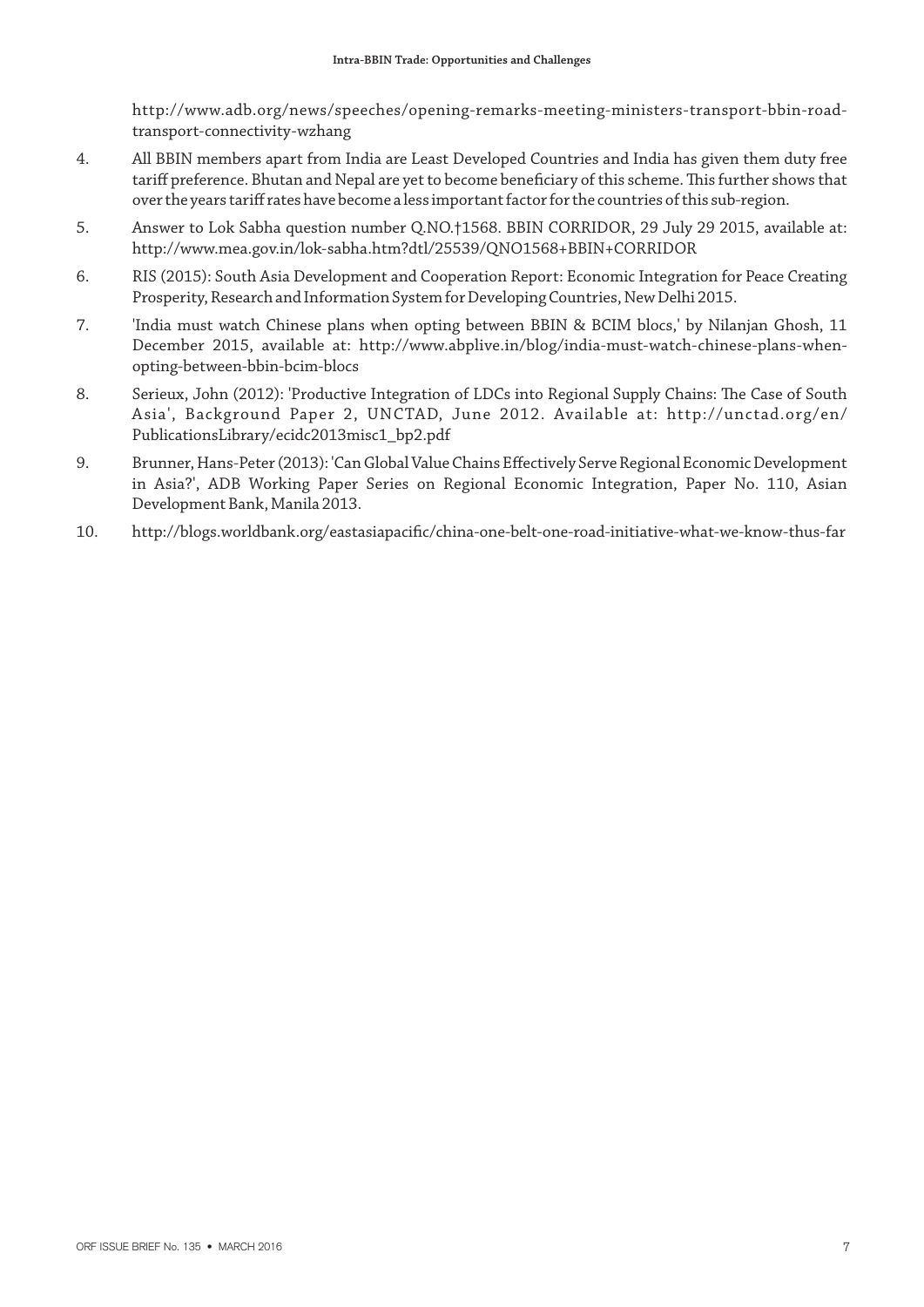http://www.adb.org/news/speeches/opening-remarks-meeting-ministers-transport-bbin-road-transport-connectivity-wzhang

4. All BBIN members apart from India are Least Developed Countries and India has given them duty free tariff preference. Bhutan and Nepal are yet to become beneficiary of this scheme. This further shows that over the years tariff rates have become a less important factor for the countries of this sub-region.

5. Answer to Lok Sabha question number Q.NO.†1568. BBIN CORRIDOR, 29 July 29 2015, available at: http://www.mea.gov.in/lok-sabha.htm?dtl/25539/QNO1568+BBIN+CORRIDOR

6. RIS (2015): South Asia Development and Cooperation Report: Economic Integration for Peace Creating Prosperity, Research and Information System for Developing Countries, New Delhi 2015.

7. 'India must watch Chinese plans when opting between BBIN & BCIM blocs,' by Nilanjan Ghosh, 11 December 2015, available at: http://www.abplive.in/blog/india-must-watch-chinese-plans-when-opting-between-bbin-bcim-blocs

8. Serieux, John (2012): 'Productive Integration of LDCs into Regional Supply Chains: The Case of South Asia', Background Paper 2, UNCTAD, June 2012. Available at: http://unctad.org/en/PublicationsLibrary/ecidc2013misc1_bp2.pdf

9. Brunner, Hans-Peter (2013): 'Can Global Value Chains Effectively Serve Regional Economic Development in Asia?', ADB Working Paper Series on Regional Economic Integration, Paper No. 110, Asian Development Bank, Manila 2013.

10. http://blogs.worldbank.org/eastasiapacific/china-one-belt-one-road-initiative-what-we-know-thus-far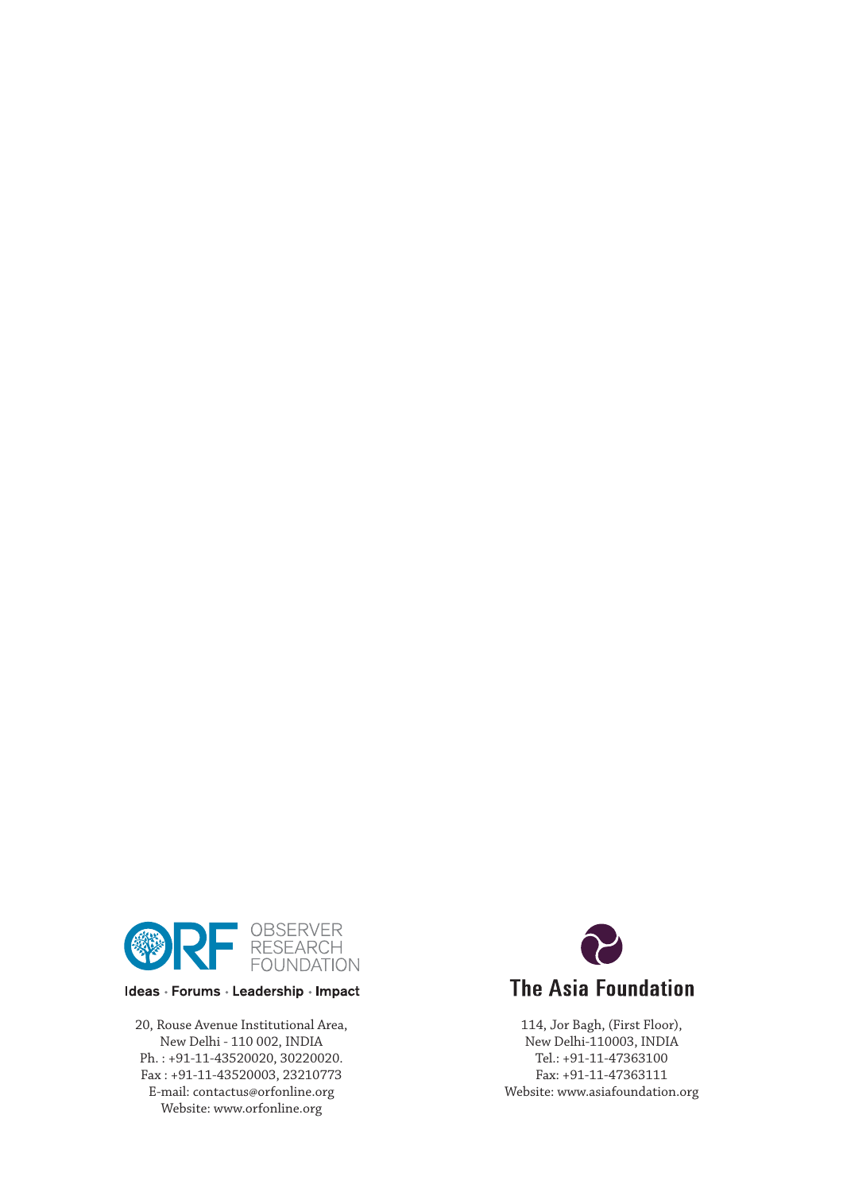OBSERVER RESEARCH FOUNDATION

Ideas · Forums · Leadership · Impact

20, Rouse Avenue Institutional Area,
New Delhi - 110 002, INDIA
Ph. : +91-11-43520020, 30220020.
Fax : +91-11-43520003, 23210773
E-mail: contactus@orfonline.org
Website: www.orfonline.org

The Asia Foundation

114, Jor Bagh, (First Floor),
New Delhi-110003, INDIA
Tel.: +91-11-47363100
Fax: +91-11-47363111
Website: www.asiafoundation.org